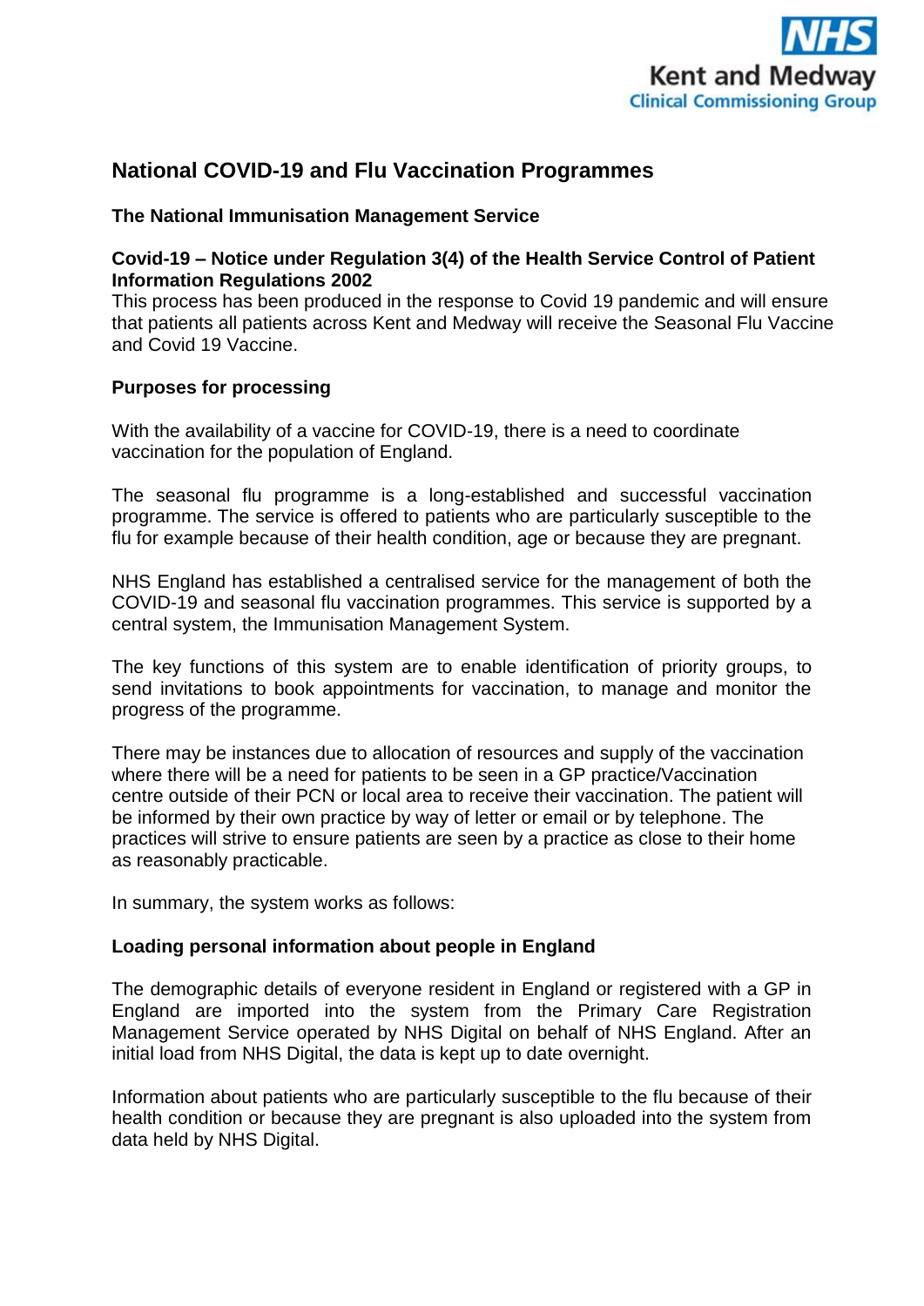NHS Kent and Medway Clinical Commissioning Group

# National COVID-19 and Flu Vaccination Programmes

**The National Immunisation Management Service**

**Covid-19 – Notice under Regulation 3(4) of the Health Service Control of Patient Information Regulations 2002**
This process has been produced in the response to Covid 19 pandemic and will ensure that patients all patients across Kent and Medway will receive the Seasonal Flu Vaccine and Covid 19 Vaccine.

**Purposes for processing**

With the availability of a vaccine for COVID-19, there is a need to coordinate vaccination for the population of England.

The seasonal flu programme is a long-established and successful vaccination programme. The service is offered to patients who are particularly susceptible to the flu for example because of their health condition, age or because they are pregnant.

NHS England has established a centralised service for the management of both the COVID-19 and seasonal flu vaccination programmes. This service is supported by a central system, the Immunisation Management System.

The key functions of this system are to enable identification of priority groups, to send invitations to book appointments for vaccination, to manage and monitor the progress of the programme.

There may be instances due to allocation of resources and supply of the vaccination where there will be a need for patients to be seen in a GP practice/Vaccination centre outside of their PCN or local area to receive their vaccination. The patient will be informed by their own practice by way of letter or email or by telephone. The practices will strive to ensure patients are seen by a practice as close to their home as reasonably practicable.

In summary, the system works as follows:

**Loading personal information about people in England**

The demographic details of everyone resident in England or registered with a GP in England are imported into the system from the Primary Care Registration Management Service operated by NHS Digital on behalf of NHS England. After an initial load from NHS Digital, the data is kept up to date overnight.

Information about patients who are particularly susceptible to the flu because of their health condition or because they are pregnant is also uploaded into the system from data held by NHS Digital.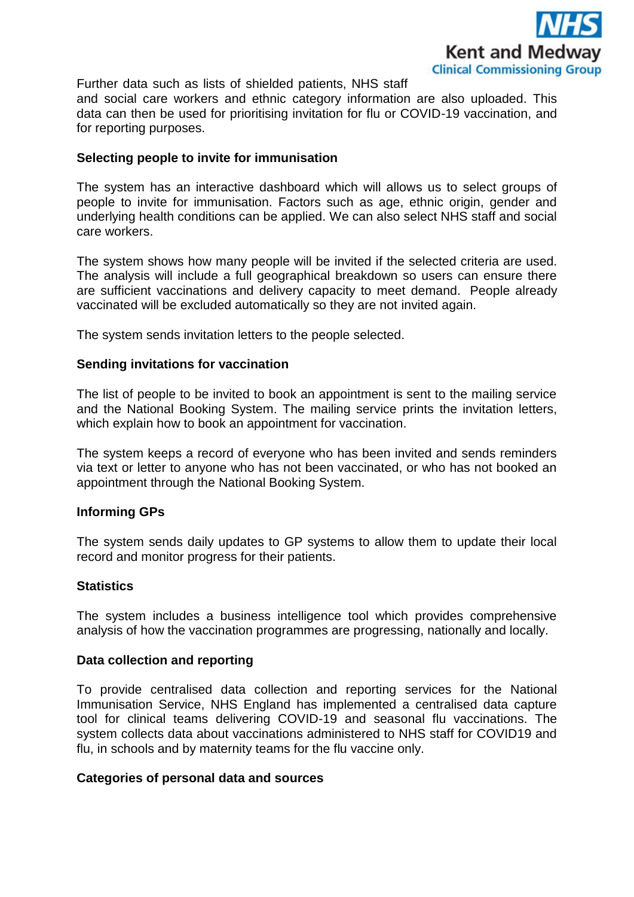Further data such as lists of shielded patients, NHS staff and social care workers and ethnic category information are also uploaded. This data can then be used for prioritising invitation for flu or COVID-19 vaccination, and for reporting purposes.

**Selecting people to invite for immunisation**

The system has an interactive dashboard which will allows us to select groups of people to invite for immunisation. Factors such as age, ethnic origin, gender and underlying health conditions can be applied. We can also select NHS staff and social care workers.

The system shows how many people will be invited if the selected criteria are used. The analysis will include a full geographical breakdown so users can ensure there are sufficient vaccinations and delivery capacity to meet demand. People already vaccinated will be excluded automatically so they are not invited again.

The system sends invitation letters to the people selected.

**Sending invitations for vaccination**

The list of people to be invited to book an appointment is sent to the mailing service and the National Booking System. The mailing service prints the invitation letters, which explain how to book an appointment for vaccination.

The system keeps a record of everyone who has been invited and sends reminders via text or letter to anyone who has not been vaccinated, or who has not booked an appointment through the National Booking System.

**Informing GPs**

The system sends daily updates to GP systems to allow them to update their local record and monitor progress for their patients.

**Statistics**

The system includes a business intelligence tool which provides comprehensive analysis of how the vaccination programmes are progressing, nationally and locally.

**Data collection and reporting**

To provide centralised data collection and reporting services for the National Immunisation Service, NHS England has implemented a centralised data capture tool for clinical teams delivering COVID-19 and seasonal flu vaccinations. The system collects data about vaccinations administered to NHS staff for COVID19 and flu, in schools and by maternity teams for the flu vaccine only.

**Categories of personal data and sources**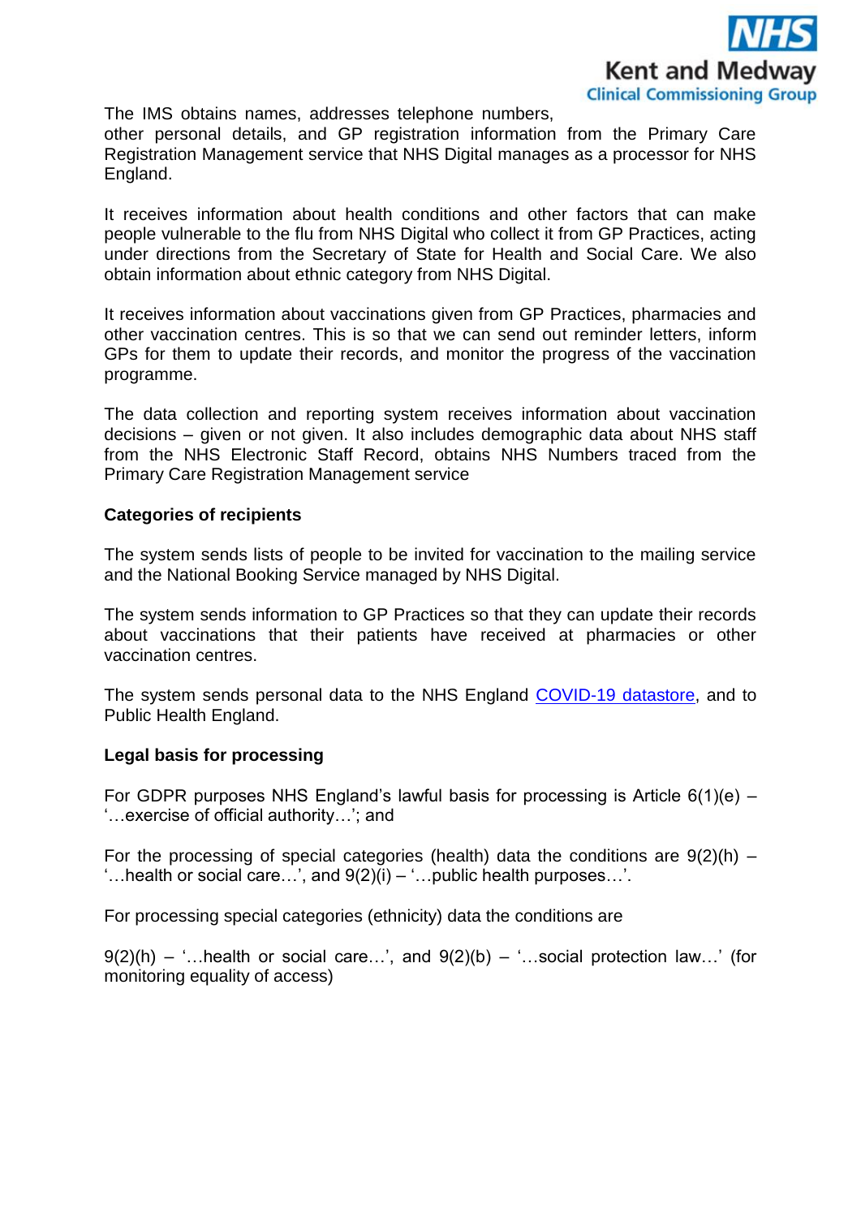The IMS obtains names, addresses telephone numbers, other personal details, and GP registration information from the Primary Care Registration Management service that NHS Digital manages as a processor for NHS England.

It receives information about health conditions and other factors that can make people vulnerable to the flu from NHS Digital who collect it from GP Practices, acting under directions from the Secretary of State for Health and Social Care. We also obtain information about ethnic category from NHS Digital.

It receives information about vaccinations given from GP Practices, pharmacies and other vaccination centres. This is so that we can send out reminder letters, inform GPs for them to update their records, and monitor the progress of the vaccination programme.

The data collection and reporting system receives information about vaccination decisions – given or not given. It also includes demographic data about NHS staff from the NHS Electronic Staff Record, obtains NHS Numbers traced from the Primary Care Registration Management service

**Categories of recipients**

The system sends lists of people to be invited for vaccination to the mailing service and the National Booking Service managed by NHS Digital.

The system sends information to GP Practices so that they can update their records about vaccinations that their patients have received at pharmacies or other vaccination centres.

The system sends personal data to the NHS England COVID-19 datastore, and to Public Health England.

**Legal basis for processing**

For GDPR purposes NHS England's lawful basis for processing is Article 6(1)(e) – '…exercise of official authority…'; and

For the processing of special categories (health) data the conditions are 9(2)(h) – '…health or social care…', and 9(2)(i) – '…public health purposes…'.

For processing special categories (ethnicity) data the conditions are

9(2)(h) – '…health or social care…', and 9(2)(b) – '…social protection law…' (for monitoring equality of access)